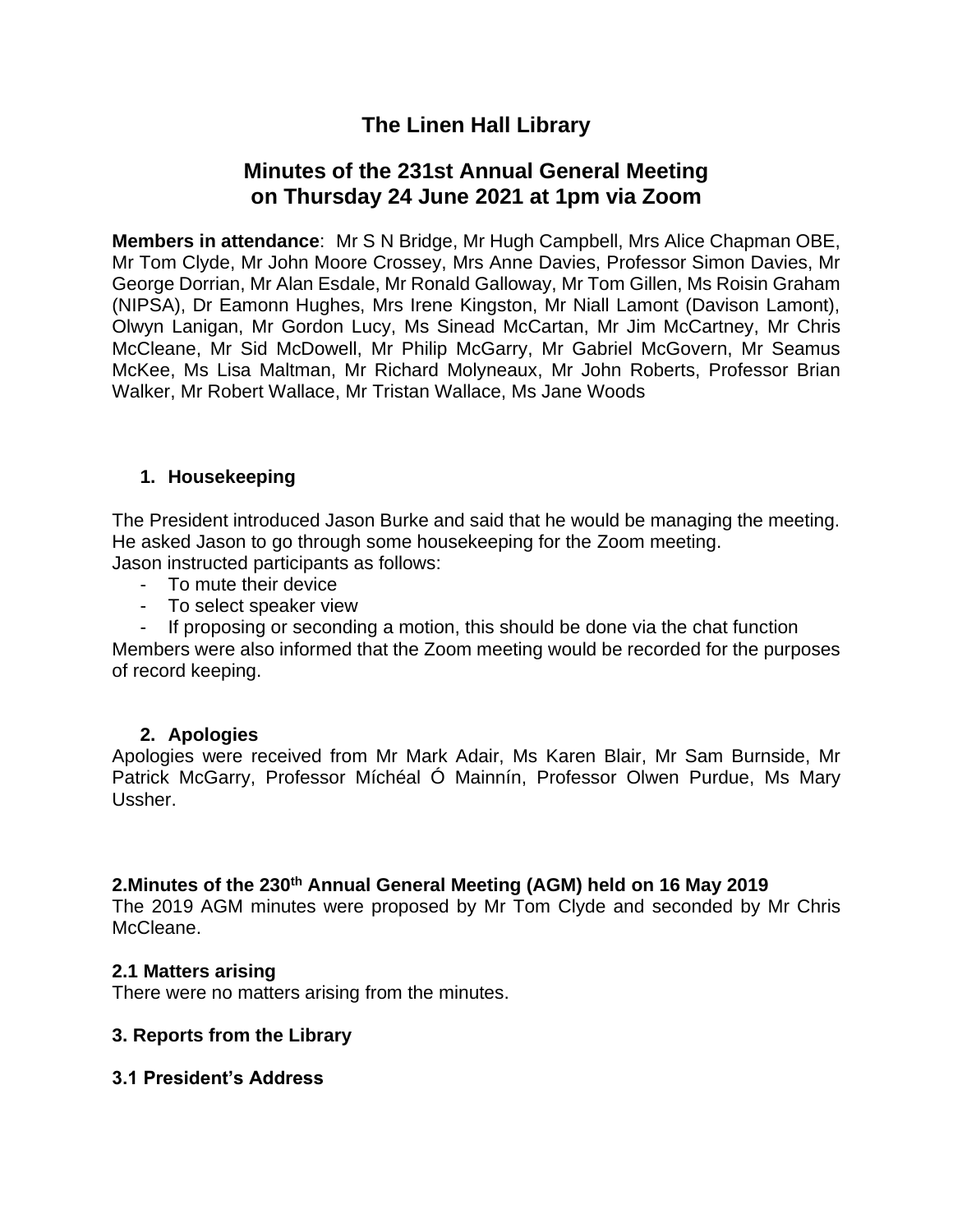# The Linen Hall Library

## Minutes of the 231st Annual General Meeting on Thursday 24 June 2021 at 1pm via Zoom

**Members in attendance**: Mr S N Bridge, Mr Hugh Campbell, Mrs Alice Chapman OBE, Mr Tom Clyde, Mr John Moore Crossey, Mrs Anne Davies, Professor Simon Davies, Mr George Dorrian, Mr Alan Esdale, Mr Ronald Galloway, Mr Tom Gillen, Ms Roisin Graham (NIPSA), Dr Eamonn Hughes, Mrs Irene Kingston, Mr Niall Lamont (Davison Lamont), Olwyn Lanigan, Mr Gordon Lucy, Ms Sinead McCartan, Mr Jim McCartney, Mr Chris McCleane, Mr Sid McDowell, Mr Philip McGarry, Mr Gabriel McGovern, Mr Seamus McKee, Ms Lisa Maltman, Mr Richard Molyneaux, Mr John Roberts, Professor Brian Walker, Mr Robert Wallace, Mr Tristan Wallace, Ms Jane Woods

### 1. Housekeeping

The President introduced Jason Burke and said that he would be managing the meeting. He asked Jason to go through some housekeeping for the Zoom meeting.
Jason instructed participants as follows:

- To mute their device
- To select speaker view
- If proposing or seconding a motion, this should be done via the chat function

Members were also informed that the Zoom meeting would be recorded for the purposes of record keeping.

### 2. Apologies

Apologies were received from Mr Mark Adair, Ms Karen Blair, Mr Sam Burnside, Mr Patrick McGarry, Professor Míchéal Ó Mainnín, Professor Olwen Purdue, Ms Mary Ussher.

### 2. Minutes of the 230th Annual General Meeting (AGM) held on 16 May 2019

The 2019 AGM minutes were proposed by Mr Tom Clyde and seconded by Mr Chris McCleane.

### 2.1 Matters arising

There were no matters arising from the minutes.

### 3. Reports from the Library

### 3.1 President's Address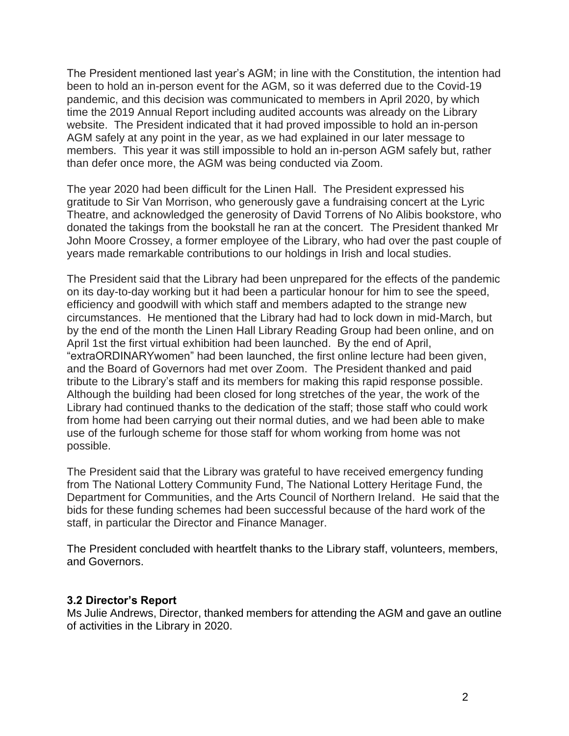The President mentioned last year's AGM; in line with the Constitution, the intention had been to hold an in-person event for the AGM, so it was deferred due to the Covid-19 pandemic, and this decision was communicated to members in April 2020, by which time the 2019 Annual Report including audited accounts was already on the Library website. The President indicated that it had proved impossible to hold an in-person AGM safely at any point in the year, as we had explained in our later message to members. This year it was still impossible to hold an in-person AGM safely but, rather than defer once more, the AGM was being conducted via Zoom.

The year 2020 had been difficult for the Linen Hall. The President expressed his gratitude to Sir Van Morrison, who generously gave a fundraising concert at the Lyric Theatre, and acknowledged the generosity of David Torrens of No Alibis bookstore, who donated the takings from the bookstall he ran at the concert. The President thanked Mr John Moore Crossey, a former employee of the Library, who had over the past couple of years made remarkable contributions to our holdings in Irish and local studies.

The President said that the Library had been unprepared for the effects of the pandemic on its day-to-day working but it had been a particular honour for him to see the speed, efficiency and goodwill with which staff and members adapted to the strange new circumstances. He mentioned that the Library had had to lock down in mid-March, but by the end of the month the Linen Hall Library Reading Group had been online, and on April 1st the first virtual exhibition had been launched. By the end of April, "extraORDINARYwomen" had been launched, the first online lecture had been given, and the Board of Governors had met over Zoom. The President thanked and paid tribute to the Library's staff and its members for making this rapid response possible. Although the building had been closed for long stretches of the year, the work of the Library had continued thanks to the dedication of the staff; those staff who could work from home had been carrying out their normal duties, and we had been able to make use of the furlough scheme for those staff for whom working from home was not possible.

The President said that the Library was grateful to have received emergency funding from The National Lottery Community Fund, The National Lottery Heritage Fund, the Department for Communities, and the Arts Council of Northern Ireland. He said that the bids for these funding schemes had been successful because of the hard work of the staff, in particular the Director and Finance Manager.

The President concluded with heartfelt thanks to the Library staff, volunteers, members, and Governors.

### 3.2 Director's Report

Ms Julie Andrews, Director, thanked members for attending the AGM and gave an outline of activities in the Library in 2020.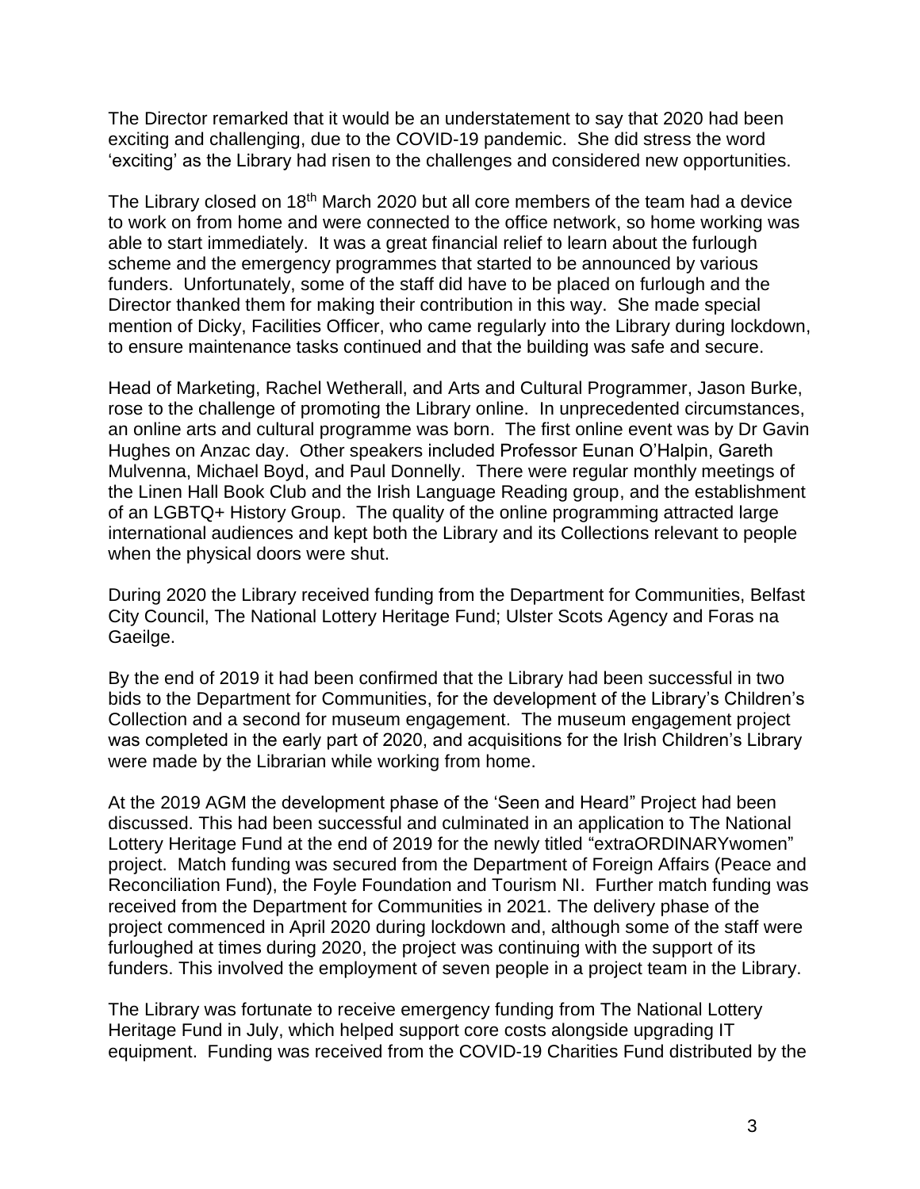The Director remarked that it would be an understatement to say that 2020 had been exciting and challenging, due to the COVID-19 pandemic. She did stress the word 'exciting' as the Library had risen to the challenges and considered new opportunities.

The Library closed on 18th March 2020 but all core members of the team had a device to work on from home and were connected to the office network, so home working was able to start immediately. It was a great financial relief to learn about the furlough scheme and the emergency programmes that started to be announced by various funders. Unfortunately, some of the staff did have to be placed on furlough and the Director thanked them for making their contribution in this way. She made special mention of Dicky, Facilities Officer, who came regularly into the Library during lockdown, to ensure maintenance tasks continued and that the building was safe and secure.

Head of Marketing, Rachel Wetherall, and Arts and Cultural Programmer, Jason Burke, rose to the challenge of promoting the Library online. In unprecedented circumstances, an online arts and cultural programme was born. The first online event was by Dr Gavin Hughes on Anzac day. Other speakers included Professor Eunan O'Halpin, Gareth Mulvenna, Michael Boyd, and Paul Donnelly. There were regular monthly meetings of the Linen Hall Book Club and the Irish Language Reading group, and the establishment of an LGBTQ+ History Group. The quality of the online programming attracted large international audiences and kept both the Library and its Collections relevant to people when the physical doors were shut.

During 2020 the Library received funding from the Department for Communities, Belfast City Council, The National Lottery Heritage Fund; Ulster Scots Agency and Foras na Gaeilge.

By the end of 2019 it had been confirmed that the Library had been successful in two bids to the Department for Communities, for the development of the Library's Children's Collection and a second for museum engagement. The museum engagement project was completed in the early part of 2020, and acquisitions for the Irish Children's Library were made by the Librarian while working from home.

At the 2019 AGM the development phase of the 'Seen and Heard" Project had been discussed. This had been successful and culminated in an application to The National Lottery Heritage Fund at the end of 2019 for the newly titled "extraORDINARYwomen" project. Match funding was secured from the Department of Foreign Affairs (Peace and Reconciliation Fund), the Foyle Foundation and Tourism NI. Further match funding was received from the Department for Communities in 2021. The delivery phase of the project commenced in April 2020 during lockdown and, although some of the staff were furloughed at times during 2020, the project was continuing with the support of its funders. This involved the employment of seven people in a project team in the Library.

The Library was fortunate to receive emergency funding from The National Lottery Heritage Fund in July, which helped support core costs alongside upgrading IT equipment. Funding was received from the COVID-19 Charities Fund distributed by the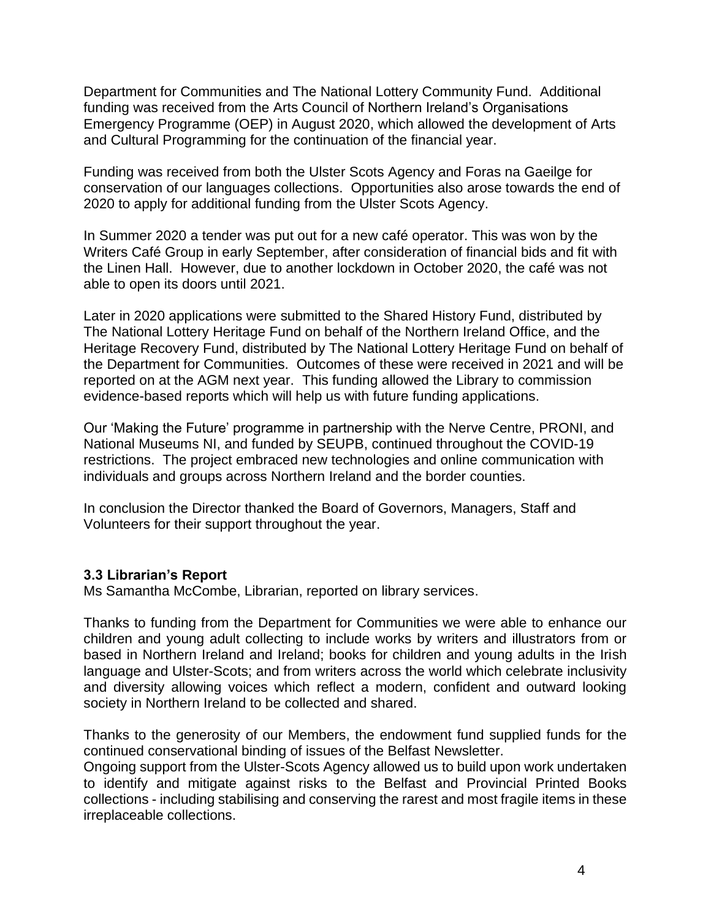Department for Communities and The National Lottery Community Fund. Additional funding was received from the Arts Council of Northern Ireland's Organisations Emergency Programme (OEP) in August 2020, which allowed the development of Arts and Cultural Programming for the continuation of the financial year.

Funding was received from both the Ulster Scots Agency and Foras na Gaeilge for conservation of our languages collections. Opportunities also arose towards the end of 2020 to apply for additional funding from the Ulster Scots Agency.

In Summer 2020 a tender was put out for a new café operator. This was won by the Writers Café Group in early September, after consideration of financial bids and fit with the Linen Hall. However, due to another lockdown in October 2020, the café was not able to open its doors until 2021.

Later in 2020 applications were submitted to the Shared History Fund, distributed by The National Lottery Heritage Fund on behalf of the Northern Ireland Office, and the Heritage Recovery Fund, distributed by The National Lottery Heritage Fund on behalf of the Department for Communities. Outcomes of these were received in 2021 and will be reported on at the AGM next year. This funding allowed the Library to commission evidence-based reports which will help us with future funding applications.

Our 'Making the Future' programme in partnership with the Nerve Centre, PRONI, and National Museums NI, and funded by SEUPB, continued throughout the COVID-19 restrictions. The project embraced new technologies and online communication with individuals and groups across Northern Ireland and the border counties.

In conclusion the Director thanked the Board of Governors, Managers, Staff and Volunteers for their support throughout the year.

### 3.3 Librarian's Report

Ms Samantha McCombe, Librarian, reported on library services.

Thanks to funding from the Department for Communities we were able to enhance our children and young adult collecting to include works by writers and illustrators from or based in Northern Ireland and Ireland; books for children and young adults in the Irish language and Ulster-Scots; and from writers across the world which celebrate inclusivity and diversity allowing voices which reflect a modern, confident and outward looking society in Northern Ireland to be collected and shared.

Thanks to the generosity of our Members, the endowment fund supplied funds for the continued conservational binding of issues of the Belfast Newsletter.
Ongoing support from the Ulster-Scots Agency allowed us to build upon work undertaken to identify and mitigate against risks to the Belfast and Provincial Printed Books collections - including stabilising and conserving the rarest and most fragile items in these irreplaceable collections.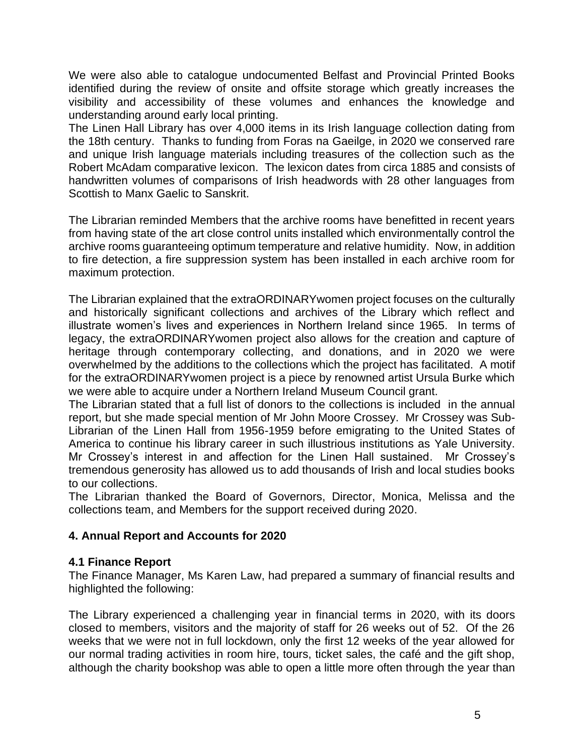We were also able to catalogue undocumented Belfast and Provincial Printed Books identified during the review of onsite and offsite storage which greatly increases the visibility and accessibility of these volumes and enhances the knowledge and understanding around early local printing.
The Linen Hall Library has over 4,000 items in its Irish language collection dating from the 18th century. Thanks to funding from Foras na Gaeilge, in 2020 we conserved rare and unique Irish language materials including treasures of the collection such as the Robert McAdam comparative lexicon. The lexicon dates from circa 1885 and consists of handwritten volumes of comparisons of Irish headwords with 28 other languages from Scottish to Manx Gaelic to Sanskrit.

The Librarian reminded Members that the archive rooms have benefitted in recent years from having state of the art close control units installed which environmentally control the archive rooms guaranteeing optimum temperature and relative humidity. Now, in addition to fire detection, a fire suppression system has been installed in each archive room for maximum protection.

The Librarian explained that the extraORDINARYwomen project focuses on the culturally and historically significant collections and archives of the Library which reflect and illustrate women's lives and experiences in Northern Ireland since 1965. In terms of legacy, the extraORDINARYwomen project also allows for the creation and capture of heritage through contemporary collecting, and donations, and in 2020 we were overwhelmed by the additions to the collections which the project has facilitated. A motif for the extraORDINARYwomen project is a piece by renowned artist Ursula Burke which we were able to acquire under a Northern Ireland Museum Council grant.
The Librarian stated that a full list of donors to the collections is included in the annual report, but she made special mention of Mr John Moore Crossey. Mr Crossey was Sub-Librarian of the Linen Hall from 1956-1959 before emigrating to the United States of America to continue his library career in such illustrious institutions as Yale University. Mr Crossey's interest in and affection for the Linen Hall sustained. Mr Crossey's tremendous generosity has allowed us to add thousands of Irish and local studies books to our collections.
The Librarian thanked the Board of Governors, Director, Monica, Melissa and the collections team, and Members for the support received during 2020.

## 4. Annual Report and Accounts for 2020

### 4.1 Finance Report

The Finance Manager, Ms Karen Law, had prepared a summary of financial results and highlighted the following:

The Library experienced a challenging year in financial terms in 2020, with its doors closed to members, visitors and the majority of staff for 26 weeks out of 52. Of the 26 weeks that we were not in full lockdown, only the first 12 weeks of the year allowed for our normal trading activities in room hire, tours, ticket sales, the café and the gift shop, although the charity bookshop was able to open a little more often through the year than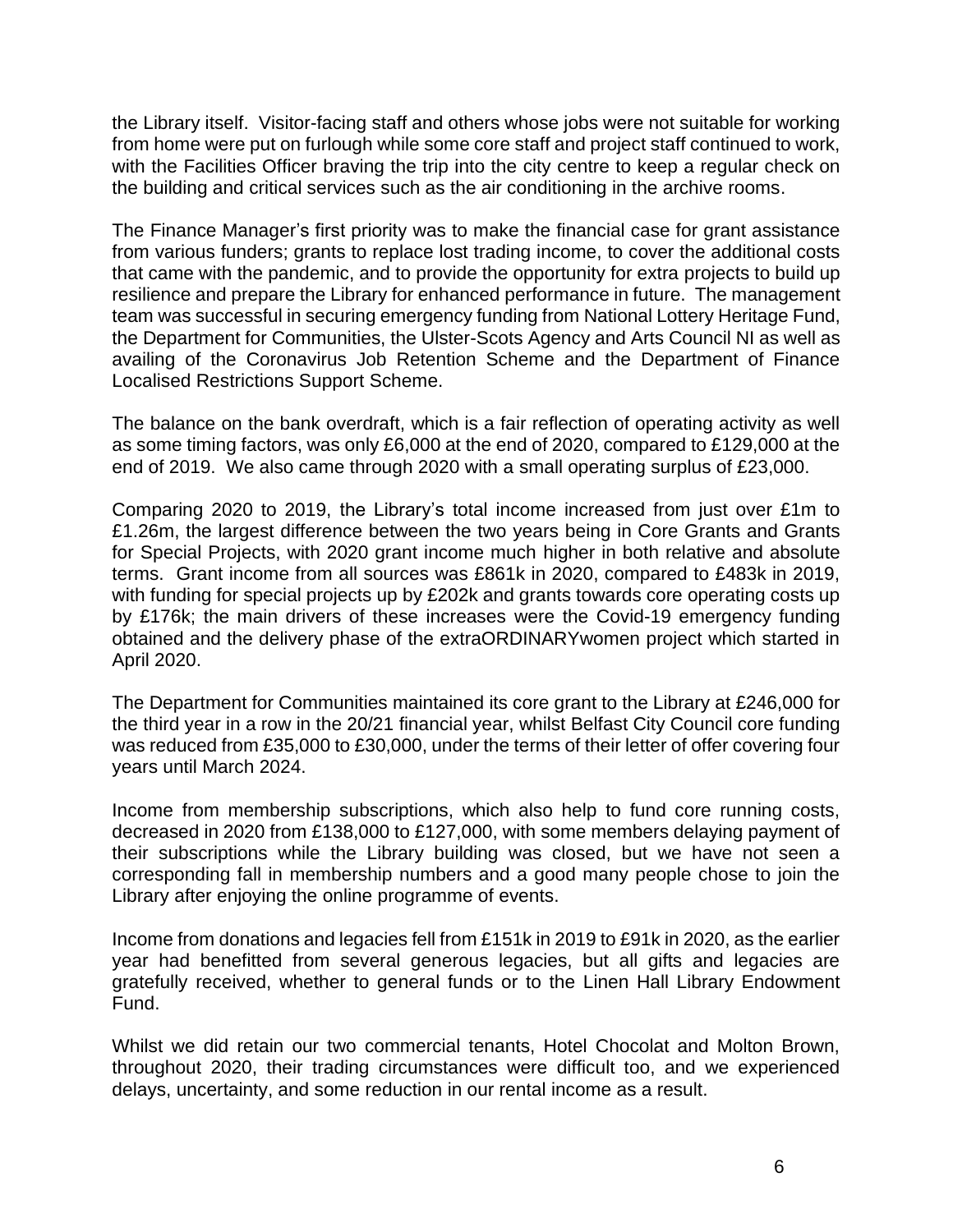the Library itself. Visitor-facing staff and others whose jobs were not suitable for working from home were put on furlough while some core staff and project staff continued to work, with the Facilities Officer braving the trip into the city centre to keep a regular check on the building and critical services such as the air conditioning in the archive rooms.

The Finance Manager's first priority was to make the financial case for grant assistance from various funders; grants to replace lost trading income, to cover the additional costs that came with the pandemic, and to provide the opportunity for extra projects to build up resilience and prepare the Library for enhanced performance in future. The management team was successful in securing emergency funding from National Lottery Heritage Fund, the Department for Communities, the Ulster-Scots Agency and Arts Council NI as well as availing of the Coronavirus Job Retention Scheme and the Department of Finance Localised Restrictions Support Scheme.

The balance on the bank overdraft, which is a fair reflection of operating activity as well as some timing factors, was only £6,000 at the end of 2020, compared to £129,000 at the end of 2019. We also came through 2020 with a small operating surplus of £23,000.

Comparing 2020 to 2019, the Library's total income increased from just over £1m to £1.26m, the largest difference between the two years being in Core Grants and Grants for Special Projects, with 2020 grant income much higher in both relative and absolute terms. Grant income from all sources was £861k in 2020, compared to £483k in 2019, with funding for special projects up by £202k and grants towards core operating costs up by £176k; the main drivers of these increases were the Covid-19 emergency funding obtained and the delivery phase of the extraORDINARYwomen project which started in April 2020.

The Department for Communities maintained its core grant to the Library at £246,000 for the third year in a row in the 20/21 financial year, whilst Belfast City Council core funding was reduced from £35,000 to £30,000, under the terms of their letter of offer covering four years until March 2024.

Income from membership subscriptions, which also help to fund core running costs, decreased in 2020 from £138,000 to £127,000, with some members delaying payment of their subscriptions while the Library building was closed, but we have not seen a corresponding fall in membership numbers and a good many people chose to join the Library after enjoying the online programme of events.

Income from donations and legacies fell from £151k in 2019 to £91k in 2020, as the earlier year had benefitted from several generous legacies, but all gifts and legacies are gratefully received, whether to general funds or to the Linen Hall Library Endowment Fund.

Whilst we did retain our two commercial tenants, Hotel Chocolat and Molton Brown, throughout 2020, their trading circumstances were difficult too, and we experienced delays, uncertainty, and some reduction in our rental income as a result.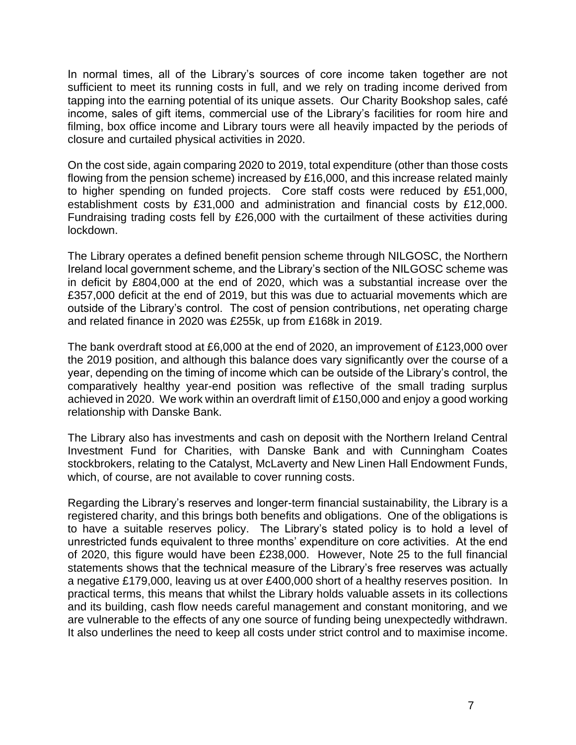In normal times, all of the Library's sources of core income taken together are not sufficient to meet its running costs in full, and we rely on trading income derived from tapping into the earning potential of its unique assets. Our Charity Bookshop sales, café income, sales of gift items, commercial use of the Library's facilities for room hire and filming, box office income and Library tours were all heavily impacted by the periods of closure and curtailed physical activities in 2020.

On the cost side, again comparing 2020 to 2019, total expenditure (other than those costs flowing from the pension scheme) increased by £16,000, and this increase related mainly to higher spending on funded projects. Core staff costs were reduced by £51,000, establishment costs by £31,000 and administration and financial costs by £12,000. Fundraising trading costs fell by £26,000 with the curtailment of these activities during lockdown.

The Library operates a defined benefit pension scheme through NILGOSC, the Northern Ireland local government scheme, and the Library's section of the NILGOSC scheme was in deficit by £804,000 at the end of 2020, which was a substantial increase over the £357,000 deficit at the end of 2019, but this was due to actuarial movements which are outside of the Library's control. The cost of pension contributions, net operating charge and related finance in 2020 was £255k, up from £168k in 2019.

The bank overdraft stood at £6,000 at the end of 2020, an improvement of £123,000 over the 2019 position, and although this balance does vary significantly over the course of a year, depending on the timing of income which can be outside of the Library's control, the comparatively healthy year-end position was reflective of the small trading surplus achieved in 2020. We work within an overdraft limit of £150,000 and enjoy a good working relationship with Danske Bank.

The Library also has investments and cash on deposit with the Northern Ireland Central Investment Fund for Charities, with Danske Bank and with Cunningham Coates stockbrokers, relating to the Catalyst, McLaverty and New Linen Hall Endowment Funds, which, of course, are not available to cover running costs.

Regarding the Library's reserves and longer-term financial sustainability, the Library is a registered charity, and this brings both benefits and obligations. One of the obligations is to have a suitable reserves policy. The Library's stated policy is to hold a level of unrestricted funds equivalent to three months' expenditure on core activities. At the end of 2020, this figure would have been £238,000. However, Note 25 to the full financial statements shows that the technical measure of the Library's free reserves was actually a negative £179,000, leaving us at over £400,000 short of a healthy reserves position. In practical terms, this means that whilst the Library holds valuable assets in its collections and its building, cash flow needs careful management and constant monitoring, and we are vulnerable to the effects of any one source of funding being unexpectedly withdrawn. It also underlines the need to keep all costs under strict control and to maximise income.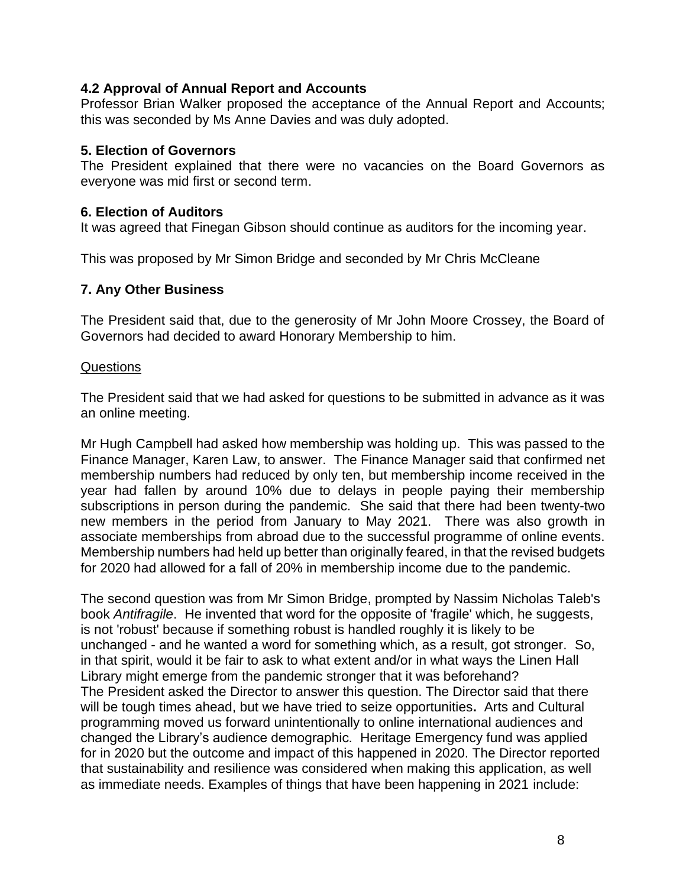### 4.2 Approval of Annual Report and Accounts

Professor Brian Walker proposed the acceptance of the Annual Report and Accounts; this was seconded by Ms Anne Davies and was duly adopted.

### 5. Election of Governors

The President explained that there were no vacancies on the Board Governors as everyone was mid first or second term.

### 6. Election of Auditors

It was agreed that Finegan Gibson should continue as auditors for the incoming year.

This was proposed by Mr Simon Bridge and seconded by Mr Chris McCleane

### 7. Any Other Business

The President said that, due to the generosity of Mr John Moore Crossey, the Board of Governors had decided to award Honorary Membership to him.

Questions

The President said that we had asked for questions to be submitted in advance as it was an online meeting.

Mr Hugh Campbell had asked how membership was holding up. This was passed to the Finance Manager, Karen Law, to answer. The Finance Manager said that confirmed net membership numbers had reduced by only ten, but membership income received in the year had fallen by around 10% due to delays in people paying their membership subscriptions in person during the pandemic. She said that there had been twenty-two new members in the period from January to May 2021. There was also growth in associate memberships from abroad due to the successful programme of online events. Membership numbers had held up better than originally feared, in that the revised budgets for 2020 had allowed for a fall of 20% in membership income due to the pandemic.

The second question was from Mr Simon Bridge, prompted by Nassim Nicholas Taleb's book *Antifragile*. He invented that word for the opposite of 'fragile' which, he suggests, is not 'robust' because if something robust is handled roughly it is likely to be unchanged - and he wanted a word for something which, as a result, got stronger. So, in that spirit, would it be fair to ask to what extent and/or in what ways the Linen Hall Library might emerge from the pandemic stronger that it was beforehand?
The President asked the Director to answer this question. The Director said that there will be tough times ahead, but we have tried to seize opportunities**.** Arts and Cultural programming moved us forward unintentionally to online international audiences and changed the Library's audience demographic. Heritage Emergency fund was applied for in 2020 but the outcome and impact of this happened in 2020. The Director reported that sustainability and resilience was considered when making this application, as well as immediate needs. Examples of things that have been happening in 2021 include: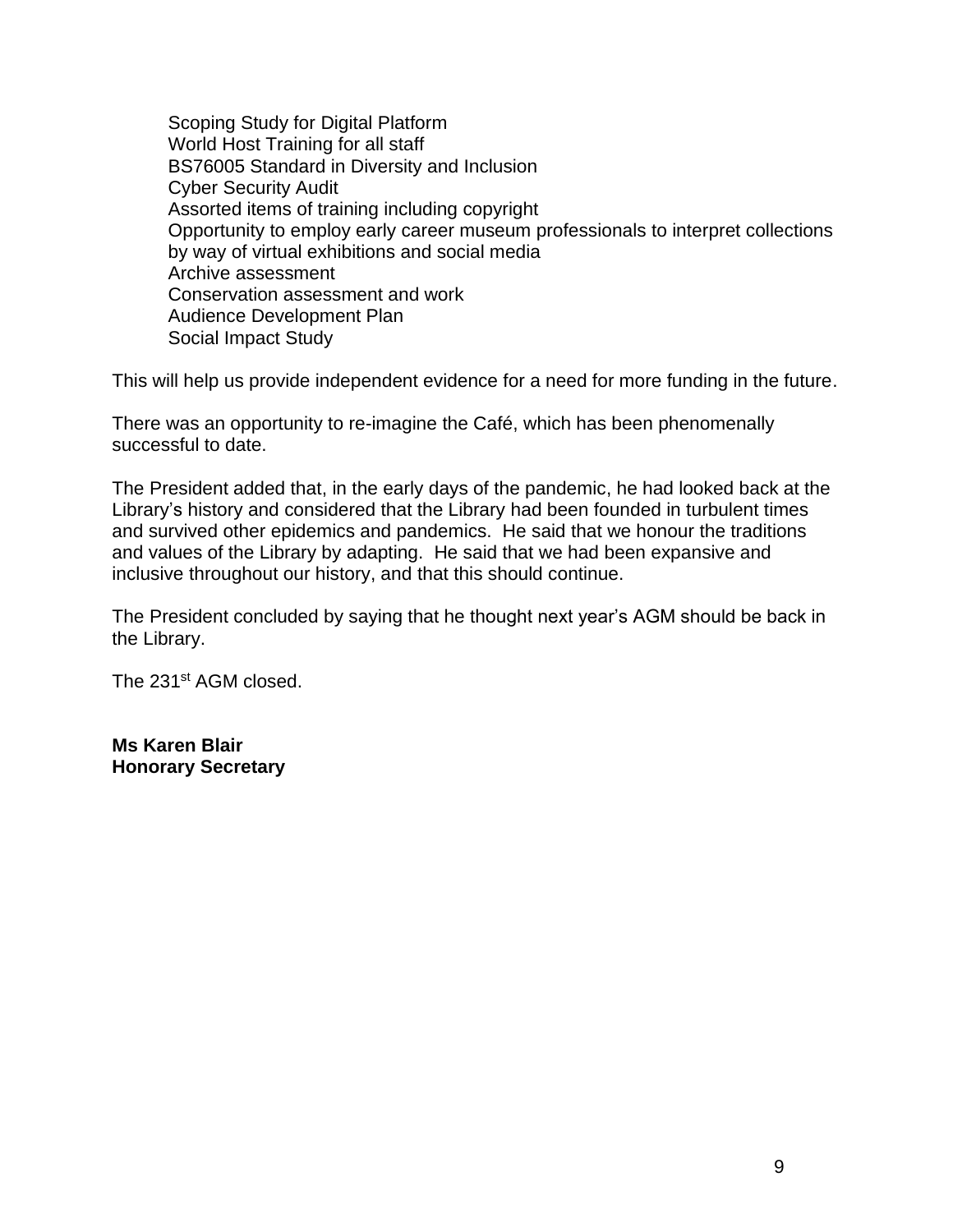Scoping Study for Digital Platform
World Host Training for all staff
BS76005 Standard in Diversity and Inclusion
Cyber Security Audit
Assorted items of training including copyright
Opportunity to employ early career museum professionals to interpret collections by way of virtual exhibitions and social media
Archive assessment
Conservation assessment and work
Audience Development Plan
Social Impact Study

This will help us provide independent evidence for a need for more funding in the future.

There was an opportunity to re-imagine the Café, which has been phenomenally successful to date.

The President added that, in the early days of the pandemic, he had looked back at the Library's history and considered that the Library had been founded in turbulent times and survived other epidemics and pandemics. He said that we honour the traditions and values of the Library by adapting. He said that we had been expansive and inclusive throughout our history, and that this should continue.

The President concluded by saying that he thought next year's AGM should be back in the Library.

The 231st AGM closed.

**Ms Karen Blair**
**Honorary Secretary**